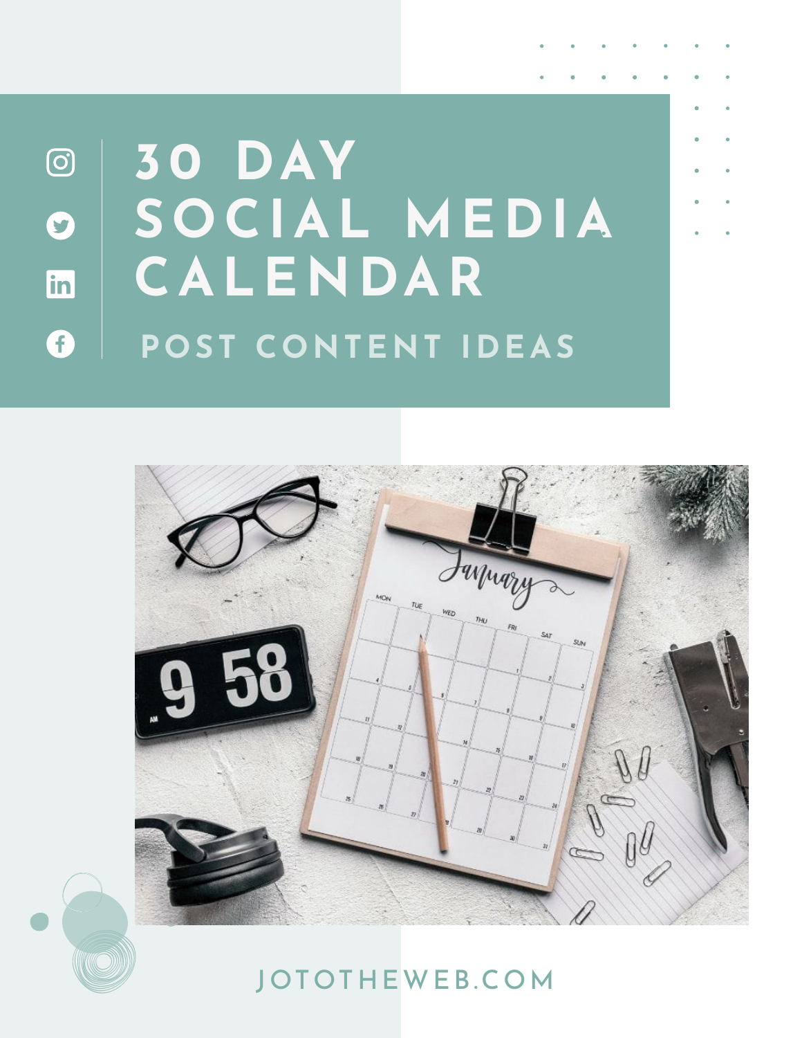# 30 DAY SOCIAL MEDIA CALENDAR

## POST CONTENT IDEAS

JOTOTHEWEB.COM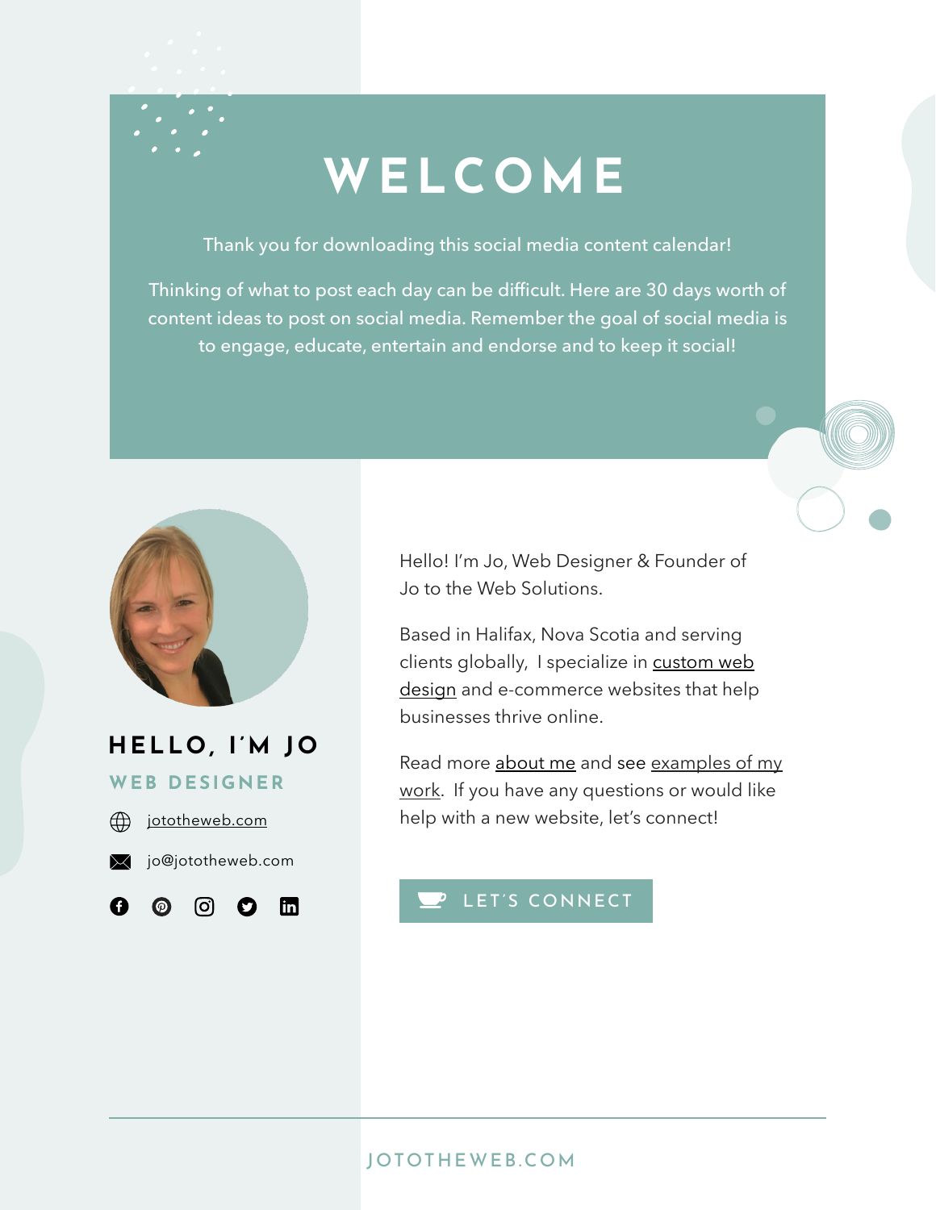# WELCOME

Thank you for downloading this social media content calendar!

Thinking of what to post each day can be difficult. Here are 30 days worth of content ideas to post on social media. Remember the goal of social media is to engage, educate, entertain and endorse and to keep it social!

## HELLO, I'M JO

### WEB DESIGNER

jototheweb.com

jo@jototheweb.com

Hello! I'm Jo, Web Designer & Founder of Jo to the Web Solutions.

Based in Halifax, Nova Scotia and serving clients globally, I specialize in custom web design and e-commerce websites that help businesses thrive online.

Read more about me and see examples of my work. If you have any questions or would like help with a new website, let's connect!

LET'S CONNECT

JOTOTHEWEB.COM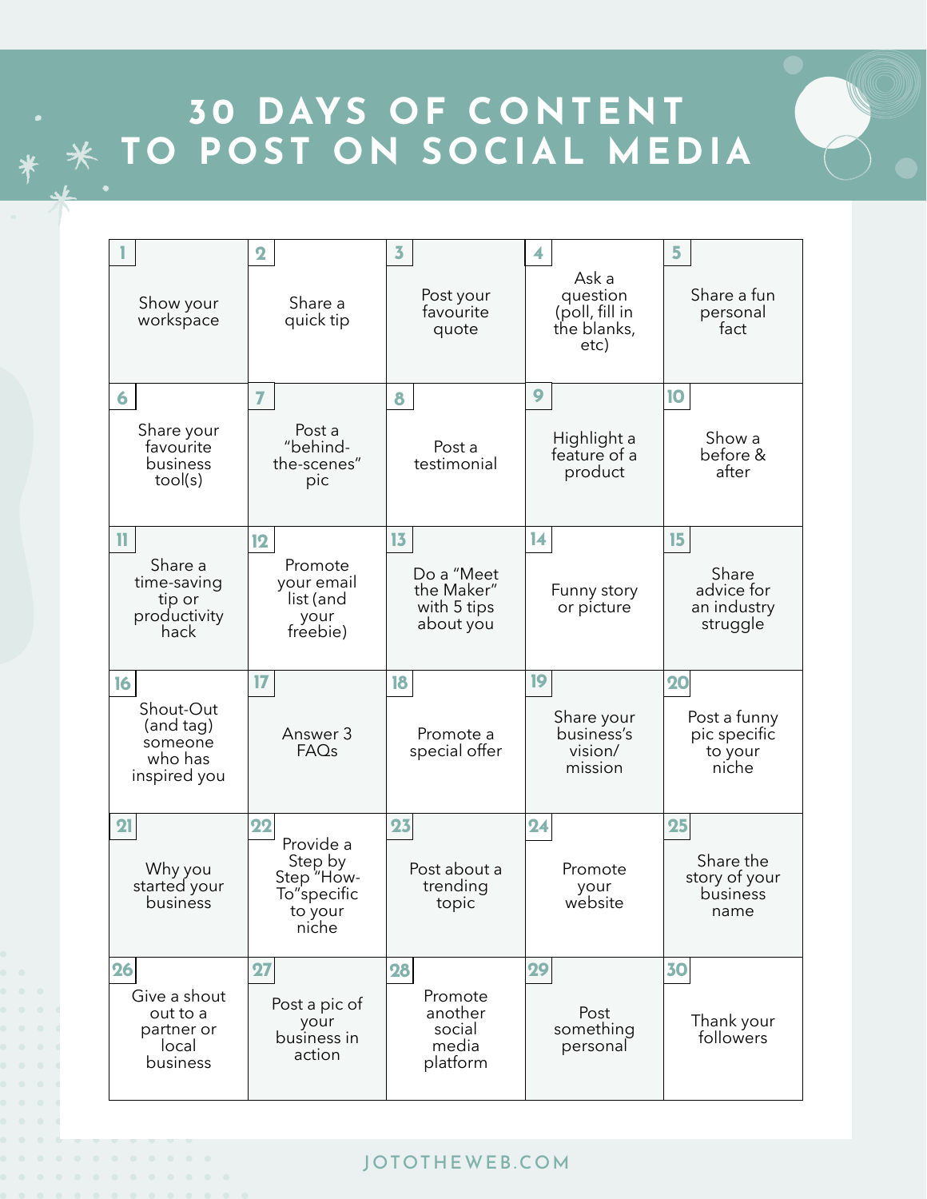# 30 DAYS OF CONTENT TO POST ON SOCIAL MEDIA

| | | | | |
|---|---|---|---|---|
| 1 Show your workspace | 2 Share a quick tip | 3 Post your favourite quote | 4 Ask a question (poll, fill in the blanks, etc) | 5 Share a fun personal fact |
| 6 Share your favourite business tool(s) | 7 Post a "behind-the-scenes" pic | 8 Post a testimonial | 9 Highlight a feature of a product | 10 Show a before & after |
| 11 Share a time-saving tip or productivity hack | 12 Promote your email list (and your freebie) | 13 Do a "Meet the Maker" with 5 tips about you | 14 Funny story or picture | 15 Share advice for an industry struggle |
| 16 Shout-Out (and tag) someone who has inspired you | 17 Answer 3 FAQs | 18 Promote a special offer | 19 Share your business's vision/ mission | 20 Post a funny pic specific to your niche |
| 21 Why you started your business | 22 Provide a Step by Step "How-To"specific to your niche | 23 Post about a trending topic | 24 Promote your website | 25 Share the story of your business name |
| 26 Give a shout out to a partner or local business | 27 Post a pic of your business in action | 28 Promote another social media platform | 29 Post something personal | 30 Thank your followers |

JOTOTHEWEB.COM